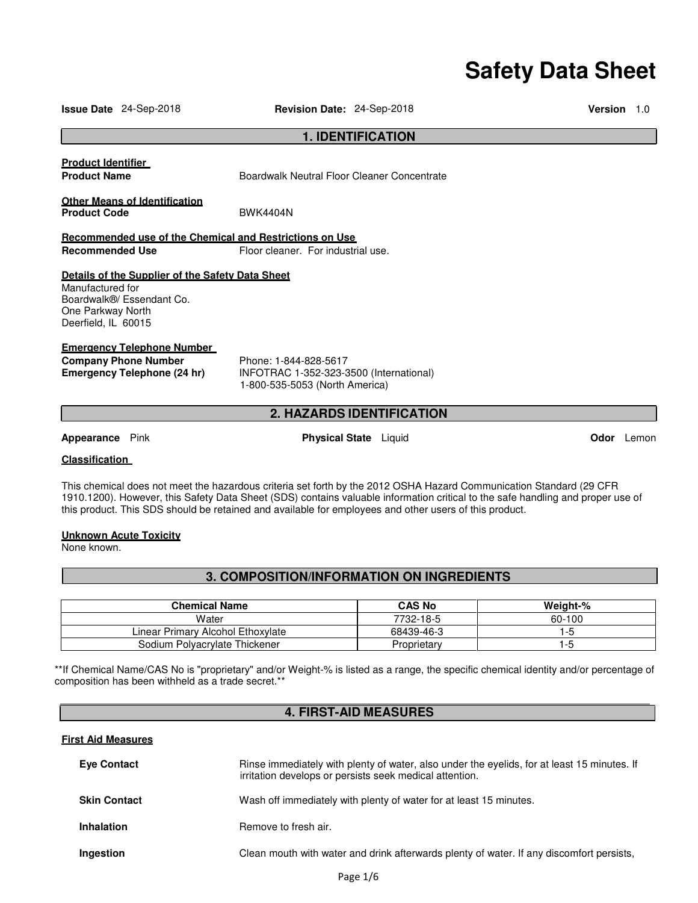# Safety Data Sheet

**Issue Date** 24-Sep-2018 **Revision Date:** 24-Sep-2018 **Version** 1.0

## 1. IDENTIFICATION

**Product Identifier**

**Product Name** Boardwalk Neutral Floor Cleaner Concentrate

**Other Means of Identification**

**Product Code** BWK4404N

**Recommended use of the Chemical and Restrictions on Use**

**Recommended Use** Floor cleaner. For industrial use.

**Details of the Supplier of the Safety Data Sheet**

Manufactured for
Boardwalk®/ Essendant Co.
One Parkway North
Deerfield, IL 60015

**Emergency Telephone Number**

**Company Phone Number** Phone: 1-844-828-5617

**Emergency Telephone (24 hr)** INFOTRAC 1-352-323-3500 (International)
1-800-535-5053 (North America)

## 2. HAZARDS IDENTIFICATION

**Appearance** Pink **Physical State** Liquid **Odor** Lemon

**Classification**

This chemical does not meet the hazardous criteria set forth by the 2012 OSHA Hazard Communication Standard (29 CFR 1910.1200). However, this Safety Data Sheet (SDS) contains valuable information critical to the safe handling and proper use of this product. This SDS should be retained and available for employees and other users of this product.

**Unknown Acute Toxicity**

None known.

## 3. COMPOSITION/INFORMATION ON INGREDIENTS

| Chemical Name | CAS No | Weight-% |
|---|---|---|
| Water | 7732-18-5 | 60-100 |
| Linear Primary Alcohol Ethoxylate | 68439-46-3 | 1-5 |
| Sodium Polyacrylate Thickener | Proprietary | 1-5 |

**If Chemical Name/CAS No is "proprietary" and/or Weight-% is listed as a range, the specific chemical identity and/or percentage of composition has been withheld as a trade secret.**

## 4. FIRST-AID MEASURES

**First Aid Measures**

**Eye Contact** Rinse immediately with plenty of water, also under the eyelids, for at least 15 minutes. If irritation develops or persists seek medical attention.

**Skin Contact** Wash off immediately with plenty of water for at least 15 minutes.

**Inhalation** Remove to fresh air.

**Ingestion** Clean mouth with water and drink afterwards plenty of water. If any discomfort persists,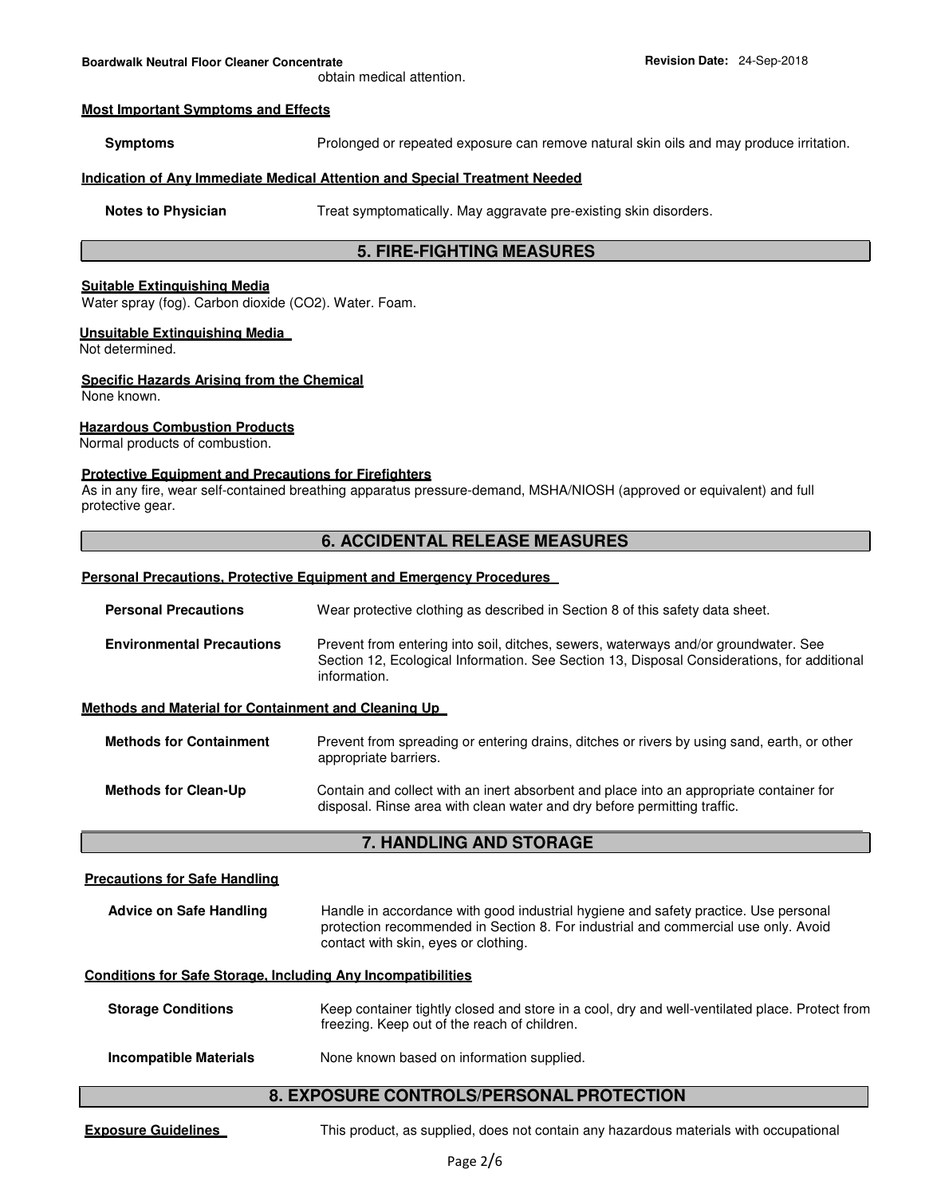obtain medical attention.

### Most Important Symptoms and Effects

**Symptoms** Prolonged or repeated exposure can remove natural skin oils and may produce irritation.

### Indication of Any Immediate Medical Attention and Special Treatment Needed

**Notes to Physician** Treat symptomatically. May aggravate pre-existing skin disorders.

## 5. FIRE-FIGHTING MEASURES

### Suitable Extinguishing Media

Water spray (fog). Carbon dioxide ($CO_2$). Water. Foam.

### Unsuitable Extinguishing Media

Not determined.

### Specific Hazards Arising from the Chemical

None known.

### Hazardous Combustion Products

Normal products of combustion.

### Protective Equipment and Precautions for Firefighters

As in any fire, wear self-contained breathing apparatus pressure-demand, MSHA/NIOSH (approved or equivalent) and full protective gear.

## 6. ACCIDENTAL RELEASE MEASURES

### Personal Precautions, Protective Equipment and Emergency Procedures

**Personal Precautions** Wear protective clothing as described in Section 8 of this safety data sheet.

**Environmental Precautions** Prevent from entering into soil, ditches, sewers, waterways and/or groundwater. See Section 12, Ecological Information. See Section 13, Disposal Considerations, for additional information.

### Methods and Material for Containment and Cleaning Up

**Methods for Containment** Prevent from spreading or entering drains, ditches or rivers by using sand, earth, or other appropriate barriers.

**Methods for Clean-Up** Contain and collect with an inert absorbent and place into an appropriate container for disposal. Rinse area with clean water and dry before permitting traffic.

## 7. HANDLING AND STORAGE

### Precautions for Safe Handling

**Advice on Safe Handling** Handle in accordance with good industrial hygiene and safety practice. Use personal protection recommended in Section 8. For industrial and commercial use only. Avoid contact with skin, eyes or clothing.

### Conditions for Safe Storage, Including Any Incompatibilities

**Storage Conditions** Keep container tightly closed and store in a cool, dry and well-ventilated place. Protect from freezing. Keep out of the reach of children.

**Incompatible Materials** None known based on information supplied.

## 8. EXPOSURE CONTROLS/PERSONAL PROTECTION

**Exposure Guidelines** This product, as supplied, does not contain any hazardous materials with occupational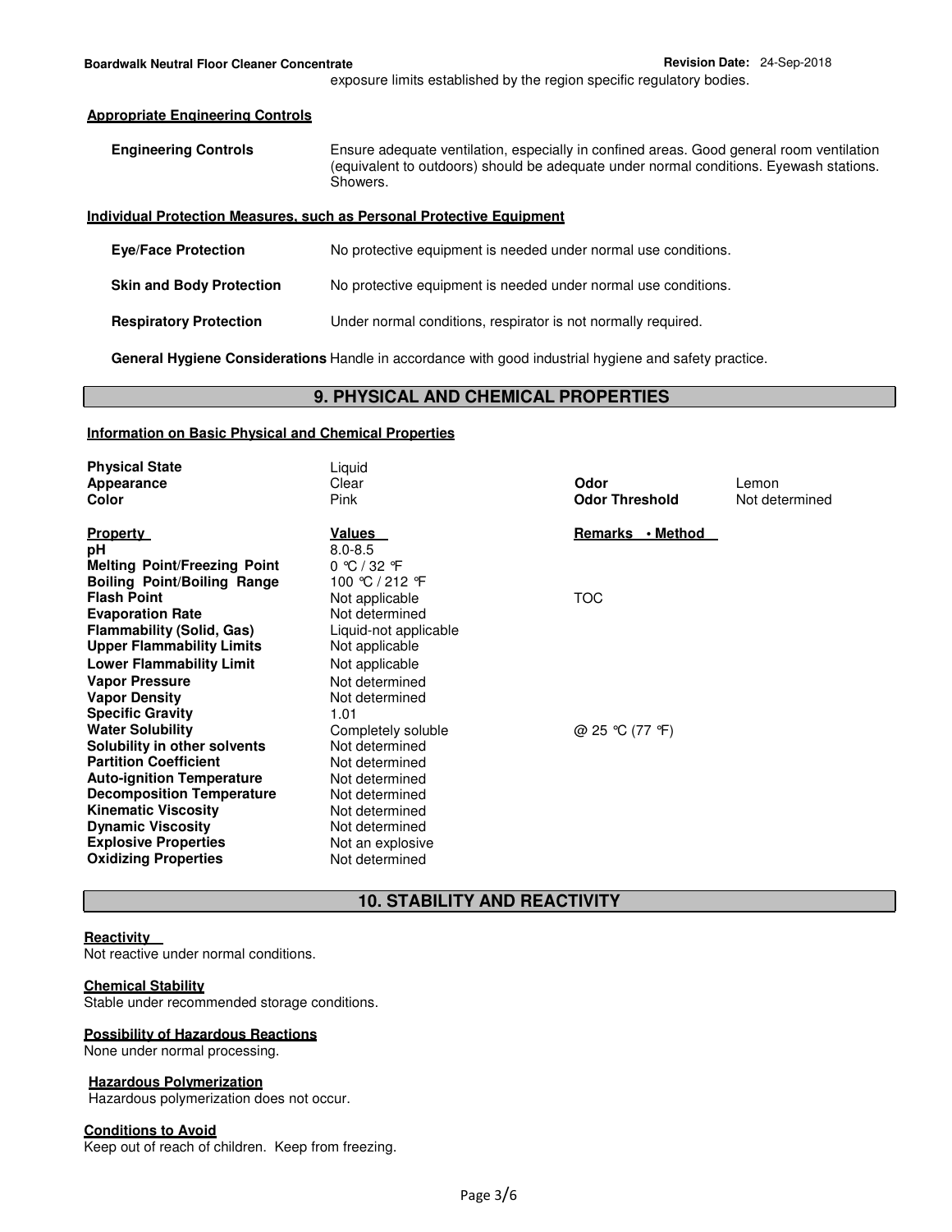exposure limits established by the region specific regulatory bodies.

**Appropriate Engineering Controls**

**Engineering Controls** Ensure adequate ventilation, especially in confined areas. Good general room ventilation (equivalent to outdoors) should be adequate under normal conditions. Eyewash stations. Showers.

**Individual Protection Measures, such as Personal Protective Equipment**

**Eye/Face Protection** No protective equipment is needed under normal use conditions.

**Skin and Body Protection** No protective equipment is needed under normal use conditions.

**Respiratory Protection** Under normal conditions, respirator is not normally required.

**General Hygiene Considerations** Handle in accordance with good industrial hygiene and safety practice.

## 9. PHYSICAL AND CHEMICAL PROPERTIES

**Information on Basic Physical and Chemical Properties**

| | | | |
|---|---|---|---|
| **Physical State** | Liquid | | |
| **Appearance** | Clear | **Odor** | Lemon |
| **Color** | Pink | **Odor Threshold** | Not determined |

| **Property** | **Values** | **Remarks • Method** |
|---|---|---|
| **pH** | 8.0-8.5 | |
| **Melting Point/Freezing Point** | 0 °C / 32 °F | |
| **Boiling Point/Boiling Range** | 100 °C / 212 °F | |
| **Flash Point** | Not applicable | TOC |
| **Evaporation Rate** | Not determined | |
| **Flammability (Solid, Gas)** | Liquid-not applicable | |
| **Upper Flammability Limits** | Not applicable | |
| **Lower Flammability Limit** | Not applicable | |
| **Vapor Pressure** | Not determined | |
| **Vapor Density** | Not determined | |
| **Specific Gravity** | 1.01 | |
| **Water Solubility** | Completely soluble | @ 25 °C (77 °F) |
| **Solubility in other solvents** | Not determined | |
| **Partition Coefficient** | Not determined | |
| **Auto-ignition Temperature** | Not determined | |
| **Decomposition Temperature** | Not determined | |
| **Kinematic Viscosity** | Not determined | |
| **Dynamic Viscosity** | Not determined | |
| **Explosive Properties** | Not an explosive | |
| **Oxidizing Properties** | Not determined | |

## 10. STABILITY AND REACTIVITY

**Reactivity**
Not reactive under normal conditions.

**Chemical Stability**
Stable under recommended storage conditions.

**Possibility of Hazardous Reactions**
None under normal processing.

**Hazardous Polymerization**
Hazardous polymerization does not occur.

**Conditions to Avoid**
Keep out of reach of children. Keep from freezing.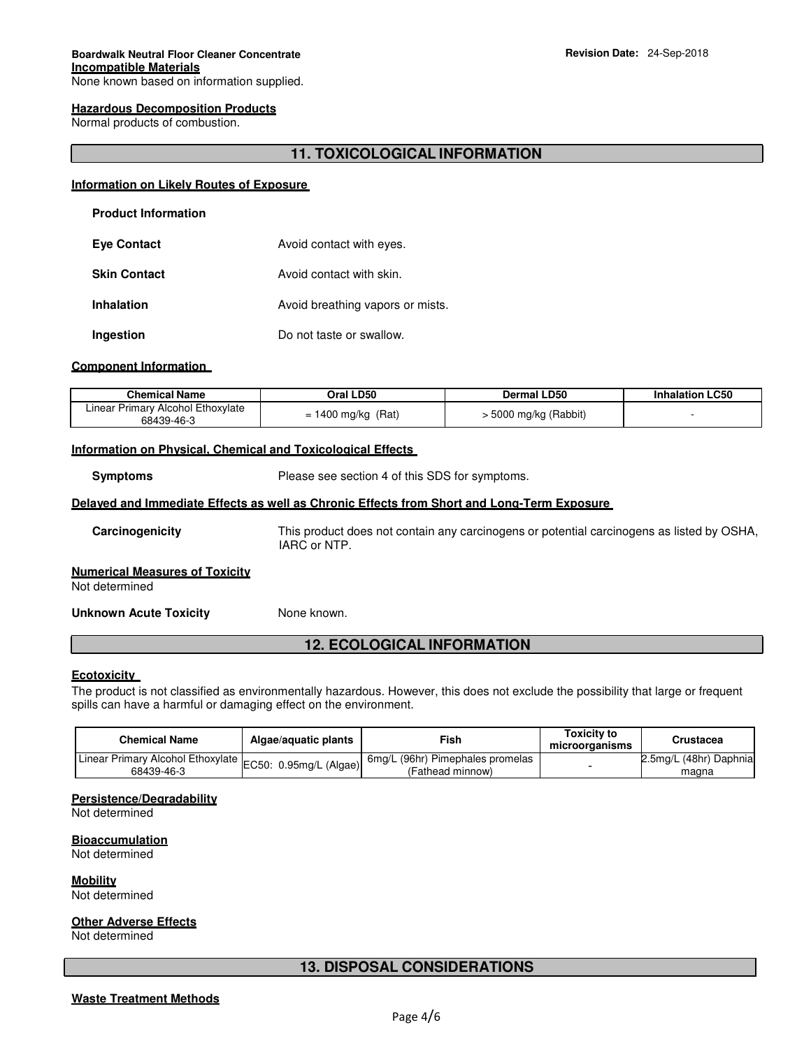**Incompatible Materials**
None known based on information supplied.

**Hazardous Decomposition Products**
Normal products of combustion.

## 11. TOXICOLOGICAL INFORMATION

**Information on Likely Routes of Exposure**

**Product Information**

**Eye Contact** Avoid contact with eyes.

**Skin Contact** Avoid contact with skin.

**Inhalation** Avoid breathing vapors or mists.

**Ingestion** Do not taste or swallow.

**Component Information**

| Chemical Name | Oral LD50 | Dermal LD50 | Inhalation LC50 |
|---|---|---|---|
| Linear Primary Alcohol Ethoxylate 68439-46-3 | = 1400 mg/kg (Rat) | > 5000 mg/kg (Rabbit) | - |

**Information on Physical, Chemical and Toxicological Effects**

**Symptoms** Please see section 4 of this SDS for symptoms.

**Delayed and Immediate Effects as well as Chronic Effects from Short and Long-Term Exposure**

**Carcinogenicity** This product does not contain any carcinogens or potential carcinogens as listed by OSHA, IARC or NTP.

**Numerical Measures of Toxicity**
Not determined

**Unknown Acute Toxicity** None known.

## 12. ECOLOGICAL INFORMATION

**Ecotoxicity**
The product is not classified as environmentally hazardous. However, this does not exclude the possibility that large or frequent spills can have a harmful or damaging effect on the environment.

| Chemical Name | Algae/aquatic plants | Fish | Toxicity to microorganisms | Crustacea |
|---|---|---|---|---|
| Linear Primary Alcohol Ethoxylate 68439-46-3 | EC50: 0.95mg/L (Algae) | 6mg/L (96hr) Pimephales promelas (Fathead minnow) | - | 2.5mg/L (48hr) Daphnia magna |

**Persistence/Degradability**
Not determined

**Bioaccumulation**
Not determined

**Mobility**
Not determined

**Other Adverse Effects**
Not determined

## 13. DISPOSAL CONSIDERATIONS

**Waste Treatment Methods**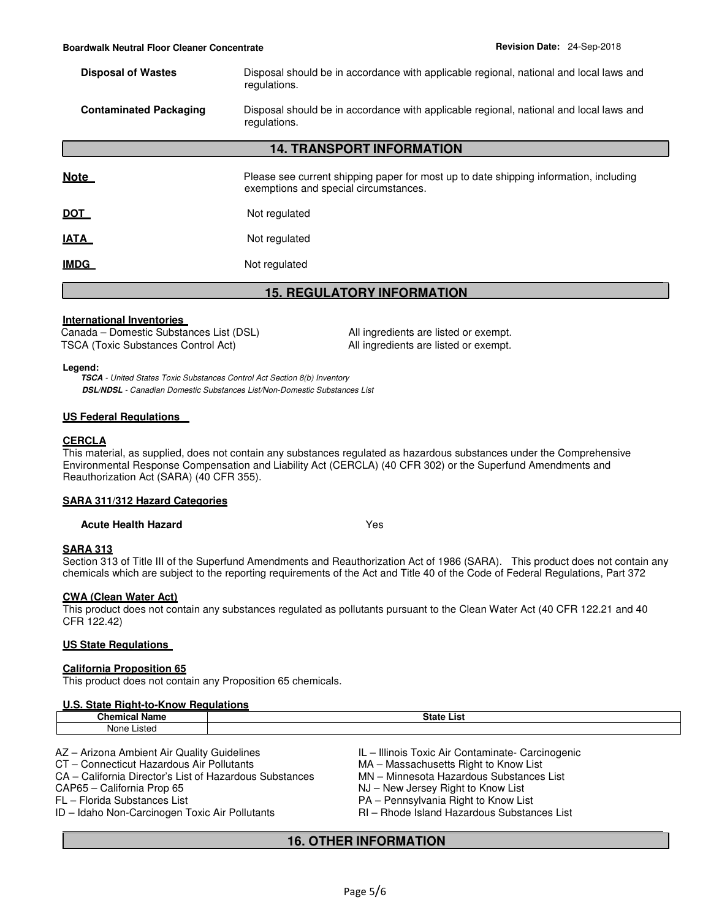**Disposal of Wastes** Disposal should be in accordance with applicable regional, national and local laws and regulations.

**Contaminated Packaging** Disposal should be in accordance with applicable regional, national and local laws and regulations.

## 14. TRANSPORT INFORMATION

**Note** Please see current shipping paper for most up to date shipping information, including exemptions and special circumstances.

**DOT** Not regulated

**IATA** Not regulated

**IMDG** Not regulated

## 15. REGULATORY INFORMATION

**International Inventories**

Canada – Domestic Substances List (DSL) All ingredients are listed or exempt.
TSCA (Toxic Substances Control Act) All ingredients are listed or exempt.

**Legend:**
*TSCA - United States Toxic Substances Control Act Section 8(b) Inventory*
*DSL/NDSL - Canadian Domestic Substances List/Non-Domestic Substances List*

**US Federal Regulations**

**CERCLA**
This material, as supplied, does not contain any substances regulated as hazardous substances under the Comprehensive Environmental Response Compensation and Liability Act (CERCLA) (40 CFR 302) or the Superfund Amendments and Reauthorization Act (SARA) (40 CFR 355).

**SARA 311/312 Hazard Categories**

**Acute Health Hazard** Yes

**SARA 313**
Section 313 of Title III of the Superfund Amendments and Reauthorization Act of 1986 (SARA). This product does not contain any chemicals which are subject to the reporting requirements of the Act and Title 40 of the Code of Federal Regulations, Part 372

**CWA (Clean Water Act)**
This product does not contain any substances regulated as pollutants pursuant to the Clean Water Act (40 CFR 122.21 and 40 CFR 122.42)

**US State Regulations**

**California Proposition 65**
This product does not contain any Proposition 65 chemicals.

**U.S. State Right-to-Know Regulations**

| Chemical Name | State List |
|---|---|
| None Listed | |

AZ – Arizona Ambient Air Quality Guidelines
CT – Connecticut Hazardous Air Pollutants
CA – California Director's List of Hazardous Substances
CAP65 – California Prop 65
FL – Florida Substances List
ID – Idaho Non-Carcinogen Toxic Air Pollutants
IL – Illinois Toxic Air Contaminate- Carcinogenic
MA – Massachusetts Right to Know List
MN – Minnesota Hazardous Substances List
NJ – New Jersey Right to Know List
PA – Pennsylvania Right to Know List
RI – Rhode Island Hazardous Substances List

## 16. OTHER INFORMATION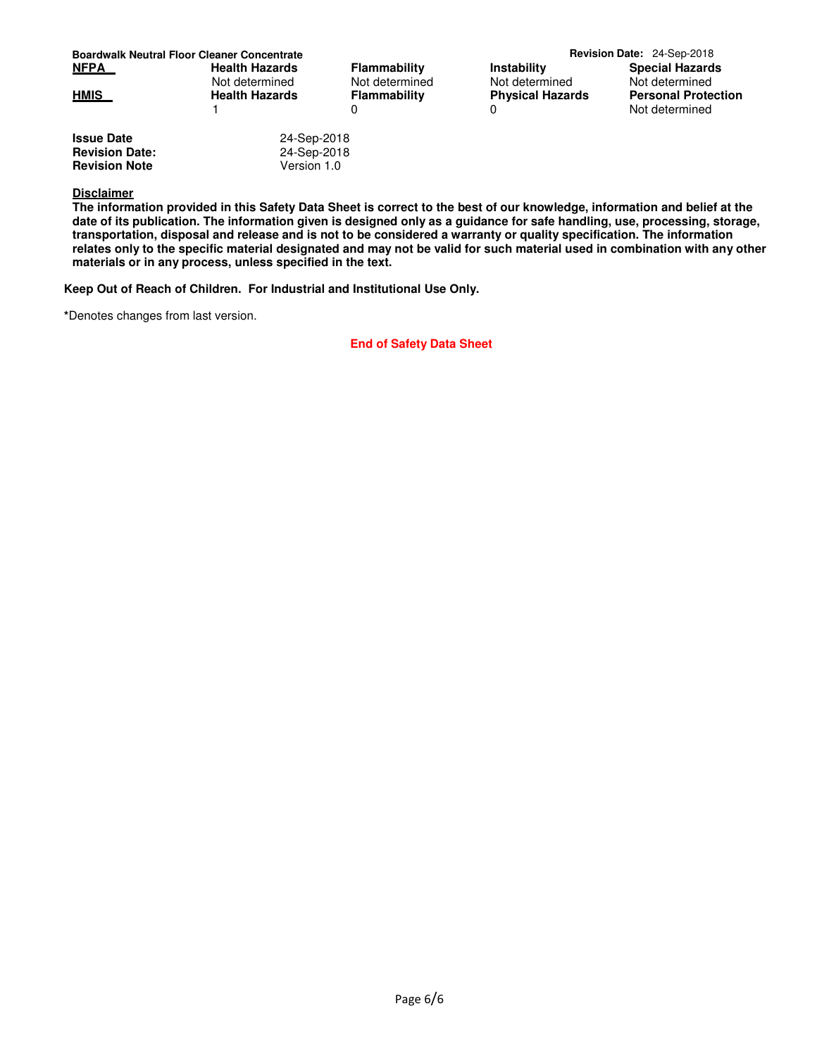| | | | | |
|---|---|---|---|---|
| **NFPA** | **Health Hazards** | **Flammability** | **Instability** | **Special Hazards** |
| | Not determined | Not determined | Not determined | Not determined |
| **HMIS** | **Health Hazards** | **Flammability** | **Physical Hazards** | **Personal Protection** |
| | 1 | 0 | 0 | Not determined |

**Issue Date** 24-Sep-2018
**Revision Date:** 24-Sep-2018
**Revision Note** Version 1.0

**Disclaimer**

**The information provided in this Safety Data Sheet is correct to the best of our knowledge, information and belief at the date of its publication. The information given is designed only as a guidance for safe handling, use, processing, storage, transportation, disposal and release and is not to be considered a warranty or quality specification. The information relates only to the specific material designated and may not be valid for such material used in combination with any other materials or in any process, unless specified in the text.**

**Keep Out of Reach of Children. For Industrial and Institutional Use Only.**

**\***Denotes changes from last version.

**End of Safety Data Sheet**